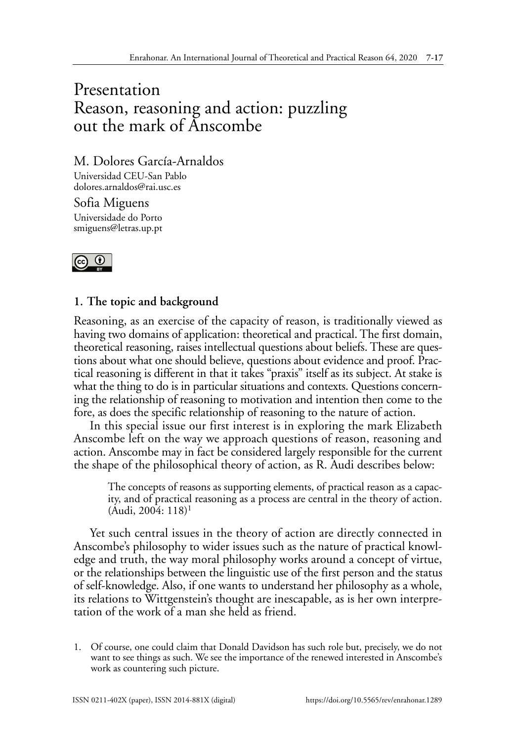# Presentation
# Reason, reasoning and action: puzzling out the mark of Anscombe

M. Dolores García-Arnaldos
Universidad CEU-San Pablo
dolores.arnaldos@rai.usc.es

Sofia Miguens
Universidade do Porto
smiguens@letras.up.pt

## 1. The topic and background

Reasoning, as an exercise of the capacity of reason, is traditionally viewed as having two domains of application: theoretical and practical. The first domain, theoretical reasoning, raises intellectual questions about beliefs. These are questions about what one should believe, questions about evidence and proof. Practical reasoning is different in that it takes "praxis" itself as its subject. At stake is what the thing to do is in particular situations and contexts. Questions concerning the relationship of reasoning to motivation and intention then come to the fore, as does the specific relationship of reasoning to the nature of action.

In this special issue our first interest is in exploring the mark Elizabeth Anscombe left on the way we approach questions of reason, reasoning and action. Anscombe may in fact be considered largely responsible for the current the shape of the philosophical theory of action, as R. Audi describes below:

> The concepts of reasons as supporting elements, of practical reason as a capacity, and of practical reasoning as a process are central in the theory of action. (Audi, 2004: 118)[1]

Yet such central issues in the theory of action are directly connected in Anscombe's philosophy to wider issues such as the nature of practical knowledge and truth, the way moral philosophy works around a concept of virtue, or the relationships between the linguistic use of the first person and the status of self-knowledge. Also, if one wants to understand her philosophy as a whole, its relations to Wittgenstein's thought are inescapable, as is her own interpretation of the work of a man she held as friend.

1. Of course, one could claim that Donald Davidson has such role but, precisely, we do not want to see things as such. We see the importance of the renewed interested in Anscombe's work as countering such picture.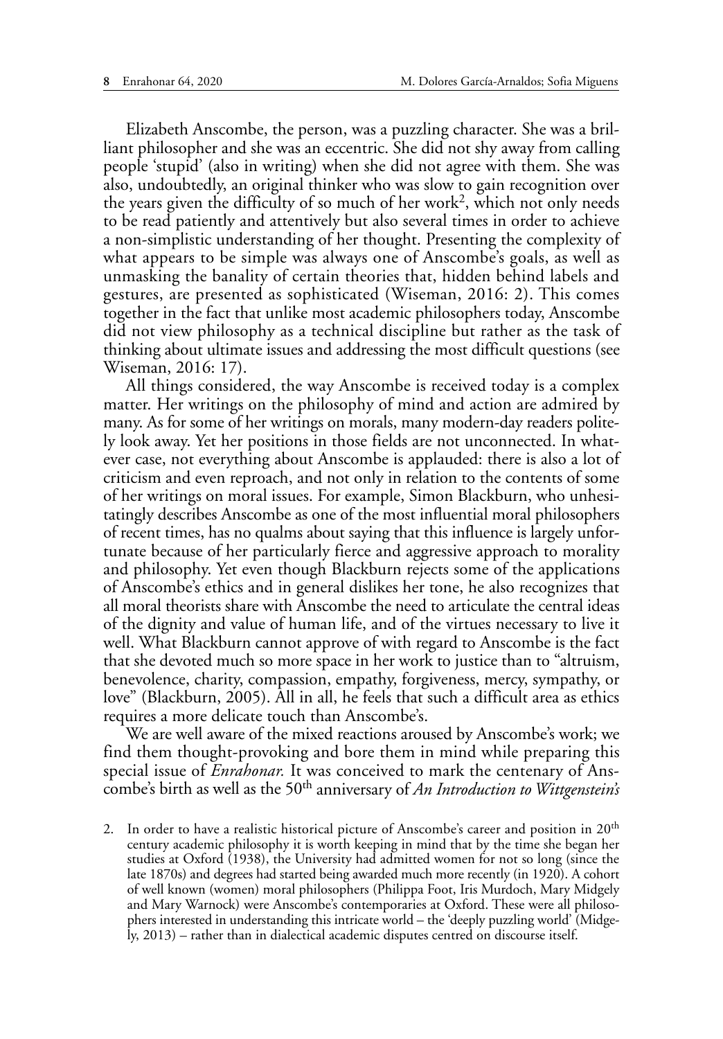Elizabeth Anscombe, the person, was a puzzling character. She was a brilliant philosopher and she was an eccentric. She did not shy away from calling people 'stupid' (also in writing) when she did not agree with them. She was also, undoubtedly, an original thinker who was slow to gain recognition over the years given the difficulty of so much of her work[2], which not only needs to be read patiently and attentively but also several times in order to achieve a non-simplistic understanding of her thought. Presenting the complexity of what appears to be simple was always one of Anscombe's goals, as well as unmasking the banality of certain theories that, hidden behind labels and gestures, are presented as sophisticated (Wiseman, 2016: 2). This comes together in the fact that unlike most academic philosophers today, Anscombe did not view philosophy as a technical discipline but rather as the task of thinking about ultimate issues and addressing the most difficult questions (see Wiseman, 2016: 17).

All things considered, the way Anscombe is received today is a complex matter. Her writings on the philosophy of mind and action are admired by many. As for some of her writings on morals, many modern-day readers politely look away. Yet her positions in those fields are not unconnected. In whatever case, not everything about Anscombe is applauded: there is also a lot of criticism and even reproach, and not only in relation to the contents of some of her writings on moral issues. For example, Simon Blackburn, who unhesitatingly describes Anscombe as one of the most influential moral philosophers of recent times, has no qualms about saying that this influence is largely unfortunate because of her particularly fierce and aggressive approach to morality and philosophy. Yet even though Blackburn rejects some of the applications of Anscombe's ethics and in general dislikes her tone, he also recognizes that all moral theorists share with Anscombe the need to articulate the central ideas of the dignity and value of human life, and of the virtues necessary to live it well. What Blackburn cannot approve of with regard to Anscombe is the fact that she devoted much so more space in her work to justice than to "altruism, benevolence, charity, compassion, empathy, forgiveness, mercy, sympathy, or love" (Blackburn, 2005). All in all, he feels that such a difficult area as ethics requires a more delicate touch than Anscombe's.

We are well aware of the mixed reactions aroused by Anscombe's work; we find them thought-provoking and bore them in mind while preparing this special issue of *Enrahonar.* It was conceived to mark the centenary of Anscombe's birth as well as the 50th anniversary of *An Introduction to Wittgenstein's*

2. In order to have a realistic historical picture of Anscombe's career and position in 20th century academic philosophy it is worth keeping in mind that by the time she began her studies at Oxford (1938), the University had admitted women for not so long (since the late 1870s) and degrees had started being awarded much more recently (in 1920). A cohort of well known (women) moral philosophers (Philippa Foot, Iris Murdoch, Mary Midgely and Mary Warnock) were Anscombe's contemporaries at Oxford. These were all philosophers interested in understanding this intricate world – the 'deeply puzzling world' (Midgely, 2013) – rather than in dialectical academic disputes centred on discourse itself.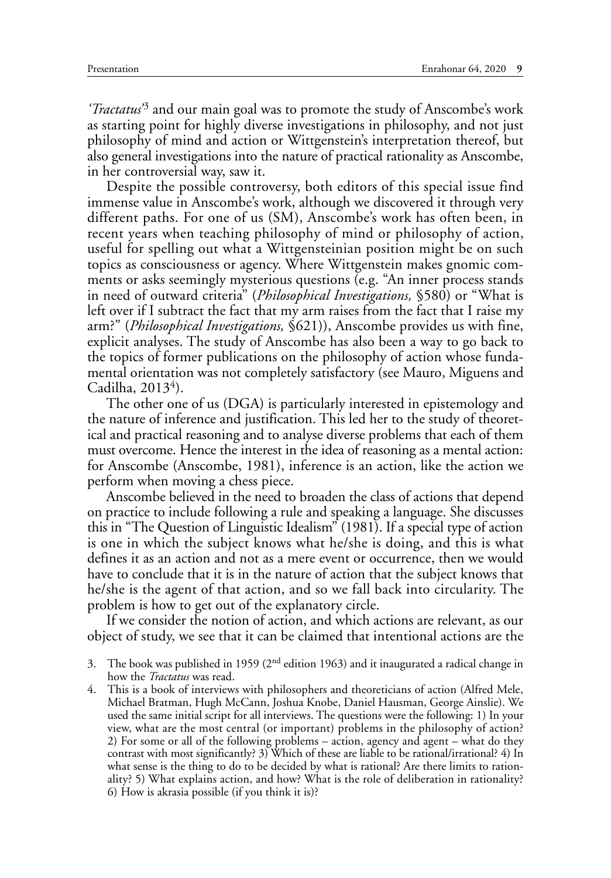*'Tractatus'*[3] and our main goal was to promote the study of Anscombe's work as starting point for highly diverse investigations in philosophy, and not just philosophy of mind and action or Wittgenstein's interpretation thereof, but also general investigations into the nature of practical rationality as Anscombe, in her controversial way, saw it.

Despite the possible controversy, both editors of this special issue find immense value in Anscombe's work, although we discovered it through very different paths. For one of us (SM), Anscombe's work has often been, in recent years when teaching philosophy of mind or philosophy of action, useful for spelling out what a Wittgensteinian position might be on such topics as consciousness or agency. Where Wittgenstein makes gnomic comments or asks seemingly mysterious questions (e.g. "An inner process stands in need of outward criteria" (*Philosophical Investigations,* §580) or "What is left over if I subtract the fact that my arm raises from the fact that I raise my arm?" (*Philosophical Investigations,* §621)), Anscombe provides us with fine, explicit analyses. The study of Anscombe has also been a way to go back to the topics of former publications on the philosophy of action whose fundamental orientation was not completely satisfactory (see Mauro, Miguens and Cadilha, 2013[4]).

The other one of us (DGA) is particularly interested in epistemology and the nature of inference and justification. This led her to the study of theoretical and practical reasoning and to analyse diverse problems that each of them must overcome. Hence the interest in the idea of reasoning as a mental action: for Anscombe (Anscombe, 1981), inference is an action, like the action we perform when moving a chess piece.

Anscombe believed in the need to broaden the class of actions that depend on practice to include following a rule and speaking a language. She discusses this in "The Question of Linguistic Idealism" (1981). If a special type of action is one in which the subject knows what he/she is doing, and this is what defines it as an action and not as a mere event or occurrence, then we would have to conclude that it is in the nature of action that the subject knows that he/she is the agent of that action, and so we fall back into circularity. The problem is how to get out of the explanatory circle.

If we consider the notion of action, and which actions are relevant, as our object of study, we see that it can be claimed that intentional actions are the

3. The book was published in 1959 (2nd edition 1963) and it inaugurated a radical change in how the *Tractatus* was read.
4. This is a book of interviews with philosophers and theoreticians of action (Alfred Mele, Michael Bratman, Hugh McCann, Joshua Knobe, Daniel Hausman, George Ainslie). We used the same initial script for all interviews. The questions were the following: 1) In your view, what are the most central (or important) problems in the philosophy of action? 2) For some or all of the following problems – action, agency and agent – what do they contrast with most significantly? 3) Which of these are liable to be rational/irrational? 4) In what sense is the thing to do to be decided by what is rational? Are there limits to rationality? 5) What explains action, and how? What is the role of deliberation in rationality? 6) How is akrasia possible (if you think it is)?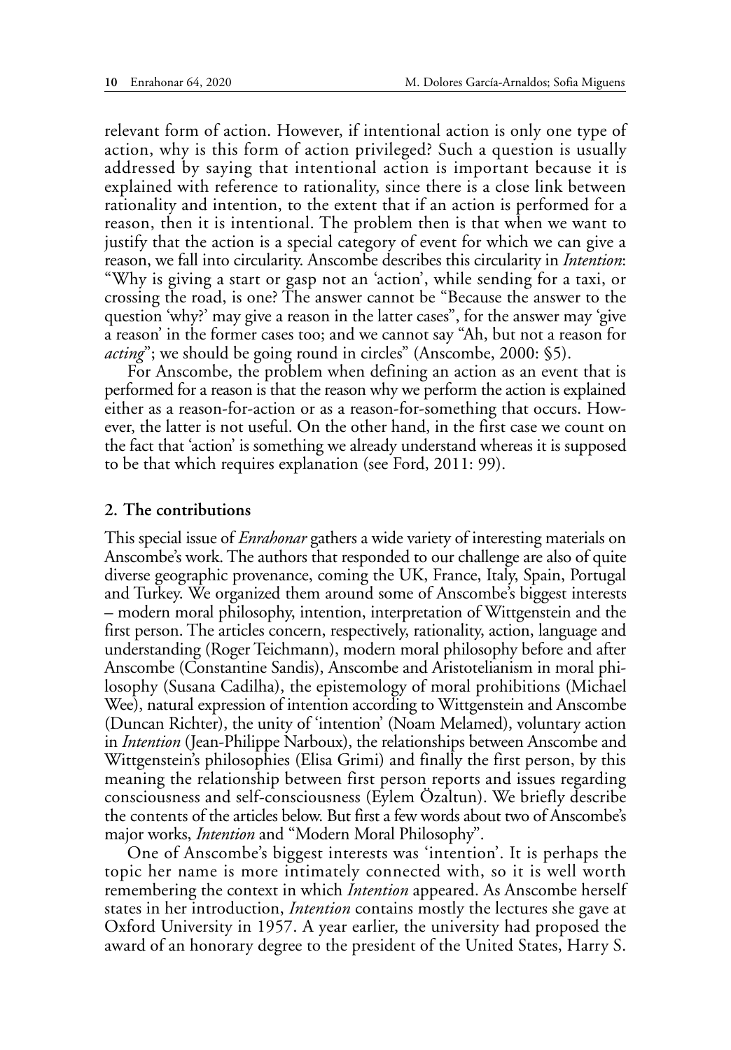relevant form of action. However, if intentional action is only one type of action, why is this form of action privileged? Such a question is usually addressed by saying that intentional action is important because it is explained with reference to rationality, since there is a close link between rationality and intention, to the extent that if an action is performed for a reason, then it is intentional. The problem then is that when we want to justify that the action is a special category of event for which we can give a reason, we fall into circularity. Anscombe describes this circularity in *Intention*: "Why is giving a start or gasp not an 'action', while sending for a taxi, or crossing the road, is one? The answer cannot be "Because the answer to the question 'why?' may give a reason in the latter cases", for the answer may 'give a reason' in the former cases too; and we cannot say "Ah, but not a reason for *acting*"; we should be going round in circles" (Anscombe, 2000: §5).

For Anscombe, the problem when defining an action as an event that is performed for a reason is that the reason why we perform the action is explained either as a reason-for-action or as a reason-for-something that occurs. However, the latter is not useful. On the other hand, in the first case we count on the fact that 'action' is something we already understand whereas it is supposed to be that which requires explanation (see Ford, 2011: 99).

## 2. The contributions

This special issue of *Enrahonar* gathers a wide variety of interesting materials on Anscombe's work. The authors that responded to our challenge are also of quite diverse geographic provenance, coming the UK, France, Italy, Spain, Portugal and Turkey. We organized them around some of Anscombe's biggest interests – modern moral philosophy, intention, interpretation of Wittgenstein and the first person. The articles concern, respectively, rationality, action, language and understanding (Roger Teichmann), modern moral philosophy before and after Anscombe (Constantine Sandis), Anscombe and Aristotelianism in moral philosophy (Susana Cadilha), the epistemology of moral prohibitions (Michael Wee), natural expression of intention according to Wittgenstein and Anscombe (Duncan Richter), the unity of 'intention' (Noam Melamed), voluntary action in *Intention* (Jean-Philippe Narboux), the relationships between Anscombe and Wittgenstein's philosophies (Elisa Grimi) and finally the first person, by this meaning the relationship between first person reports and issues regarding consciousness and self-consciousness (Eylem Özaltun). We briefly describe the contents of the articles below. But first a few words about two of Anscombe's major works, *Intention* and "Modern Moral Philosophy".

One of Anscombe's biggest interests was 'intention'. It is perhaps the topic her name is more intimately connected with, so it is well worth remembering the context in which *Intention* appeared. As Anscombe herself states in her introduction, *Intention* contains mostly the lectures she gave at Oxford University in 1957. A year earlier, the university had proposed the award of an honorary degree to the president of the United States, Harry S.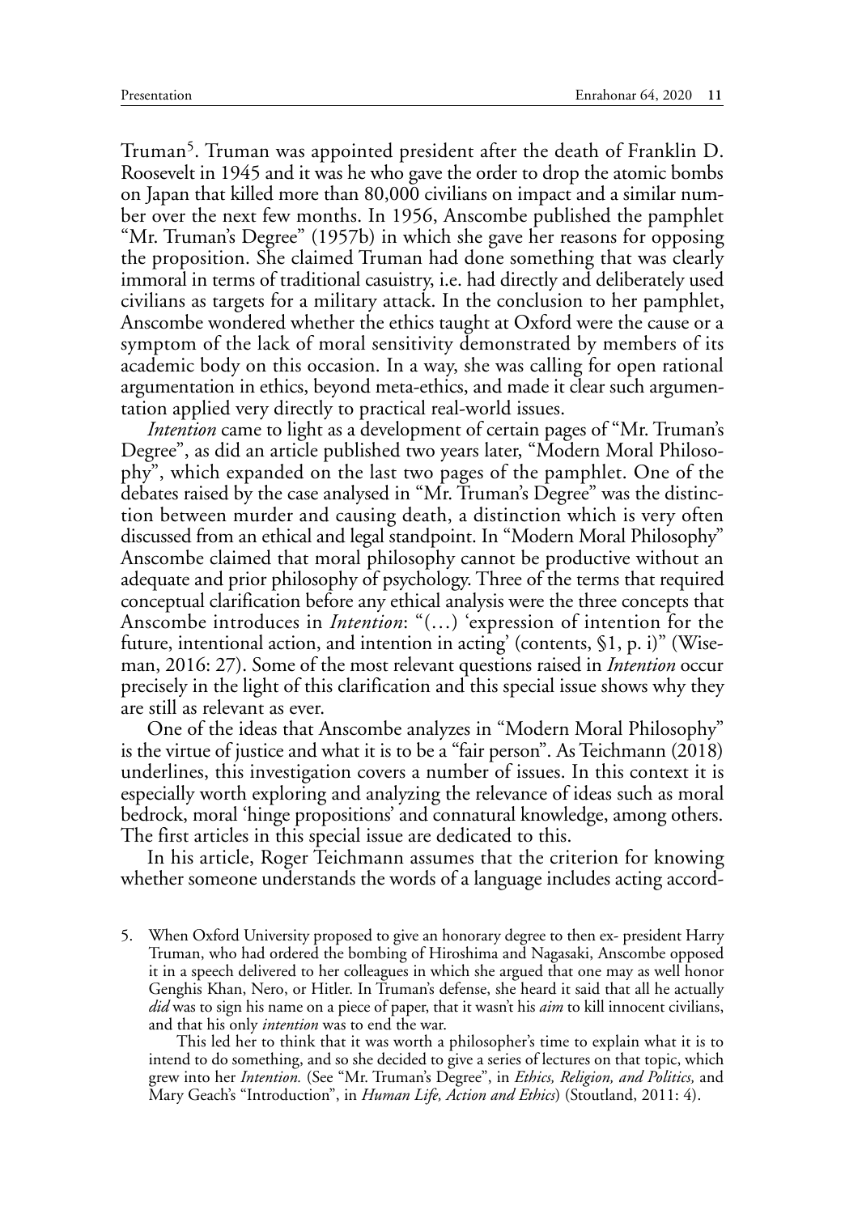Truman[5]. Truman was appointed president after the death of Franklin D. Roosevelt in 1945 and it was he who gave the order to drop the atomic bombs on Japan that killed more than 80,000 civilians on impact and a similar number over the next few months. In 1956, Anscombe published the pamphlet "Mr. Truman's Degree" (1957b) in which she gave her reasons for opposing the proposition. She claimed Truman had done something that was clearly immoral in terms of traditional casuistry, i.e. had directly and deliberately used civilians as targets for a military attack. In the conclusion to her pamphlet, Anscombe wondered whether the ethics taught at Oxford were the cause or a symptom of the lack of moral sensitivity demonstrated by members of its academic body on this occasion. In a way, she was calling for open rational argumentation in ethics, beyond meta-ethics, and made it clear such argumentation applied very directly to practical real-world issues.

*Intention* came to light as a development of certain pages of "Mr. Truman's Degree", as did an article published two years later, "Modern Moral Philosophy", which expanded on the last two pages of the pamphlet. One of the debates raised by the case analysed in "Mr. Truman's Degree" was the distinction between murder and causing death, a distinction which is very often discussed from an ethical and legal standpoint. In "Modern Moral Philosophy" Anscombe claimed that moral philosophy cannot be productive without an adequate and prior philosophy of psychology. Three of the terms that required conceptual clarification before any ethical analysis were the three concepts that Anscombe introduces in *Intention*: "(…) 'expression of intention for the future, intentional action, and intention in acting' (contents, §1, p. i)" (Wiseman, 2016: 27). Some of the most relevant questions raised in *Intention* occur precisely in the light of this clarification and this special issue shows why they are still as relevant as ever.

One of the ideas that Anscombe analyzes in "Modern Moral Philosophy" is the virtue of justice and what it is to be a "fair person". As Teichmann (2018) underlines, this investigation covers a number of issues. In this context it is especially worth exploring and analyzing the relevance of ideas such as moral bedrock, moral 'hinge propositions' and connatural knowledge, among others. The first articles in this special issue are dedicated to this.

In his article, Roger Teichmann assumes that the criterion for knowing whether someone understands the words of a language includes acting accord-

5. When Oxford University proposed to give an honorary degree to then ex- president Harry Truman, who had ordered the bombing of Hiroshima and Nagasaki, Anscombe opposed it in a speech delivered to her colleagues in which she argued that one may as well honor Genghis Khan, Nero, or Hitler. In Truman's defense, she heard it said that all he actually *did* was to sign his name on a piece of paper, that it wasn't his *aim* to kill innocent civilians, and that his only *intention* was to end the war.

   This led her to think that it was worth a philosopher's time to explain what it is to intend to do something, and so she decided to give a series of lectures on that topic, which grew into her *Intention.* (See "Mr. Truman's Degree", in *Ethics, Religion, and Politics,* and Mary Geach's "Introduction", in *Human Life, Action and Ethics*) (Stoutland, 2011: 4).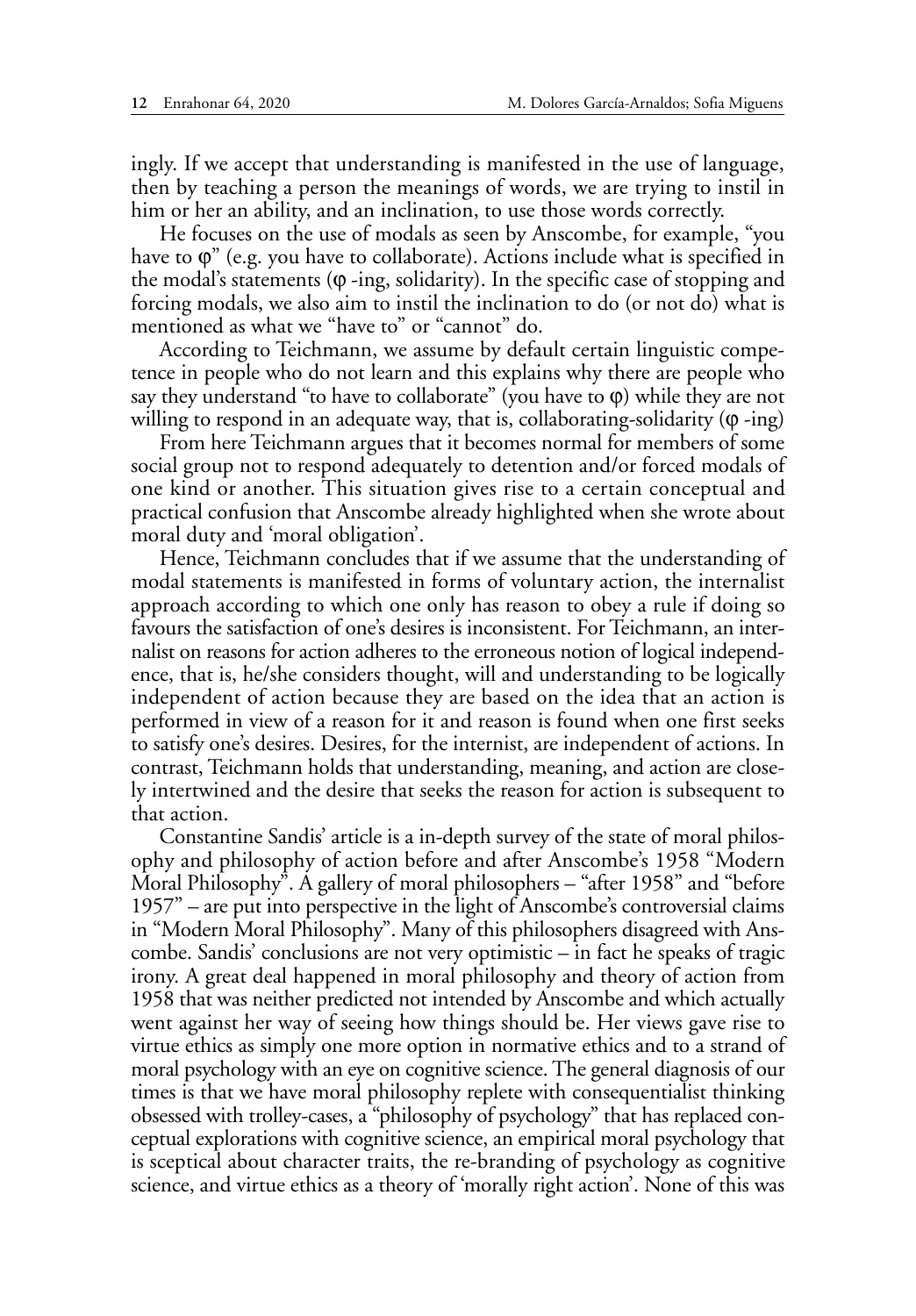ingly. If we accept that understanding is manifested in the use of language, then by teaching a person the meanings of words, we are trying to instil in him or her an ability, and an inclination, to use those words correctly.

He focuses on the use of modals as seen by Anscombe, for example, "you have to φ" (e.g. you have to collaborate). Actions include what is specified in the modal's statements (φ -ing, solidarity). In the specific case of stopping and forcing modals, we also aim to instil the inclination to do (or not do) what is mentioned as what we "have to" or "cannot" do.

According to Teichmann, we assume by default certain linguistic competence in people who do not learn and this explains why there are people who say they understand "to have to collaborate" (you have to φ) while they are not willing to respond in an adequate way, that is, collaborating-solidarity (φ -ing)

From here Teichmann argues that it becomes normal for members of some social group not to respond adequately to detention and/or forced modals of one kind or another. This situation gives rise to a certain conceptual and practical confusion that Anscombe already highlighted when she wrote about moral duty and 'moral obligation'.

Hence, Teichmann concludes that if we assume that the understanding of modal statements is manifested in forms of voluntary action, the internalist approach according to which one only has reason to obey a rule if doing so favours the satisfaction of one's desires is inconsistent. For Teichmann, an internalist on reasons for action adheres to the erroneous notion of logical independence, that is, he/she considers thought, will and understanding to be logically independent of action because they are based on the idea that an action is performed in view of a reason for it and reason is found when one first seeks to satisfy one's desires. Desires, for the internist, are independent of actions. In contrast, Teichmann holds that understanding, meaning, and action are closely intertwined and the desire that seeks the reason for action is subsequent to that action.

Constantine Sandis' article is a in-depth survey of the state of moral philosophy and philosophy of action before and after Anscombe's 1958 "Modern Moral Philosophy". A gallery of moral philosophers – "after 1958" and "before 1957" – are put into perspective in the light of Anscombe's controversial claims in "Modern Moral Philosophy". Many of this philosophers disagreed with Anscombe. Sandis' conclusions are not very optimistic – in fact he speaks of tragic irony. A great deal happened in moral philosophy and theory of action from 1958 that was neither predicted not intended by Anscombe and which actually went against her way of seeing how things should be. Her views gave rise to virtue ethics as simply one more option in normative ethics and to a strand of moral psychology with an eye on cognitive science. The general diagnosis of our times is that we have moral philosophy replete with consequentialist thinking obsessed with trolley-cases, a "philosophy of psychology" that has replaced conceptual explorations with cognitive science, an empirical moral psychology that is sceptical about character traits, the re-branding of psychology as cognitive science, and virtue ethics as a theory of 'morally right action'. None of this was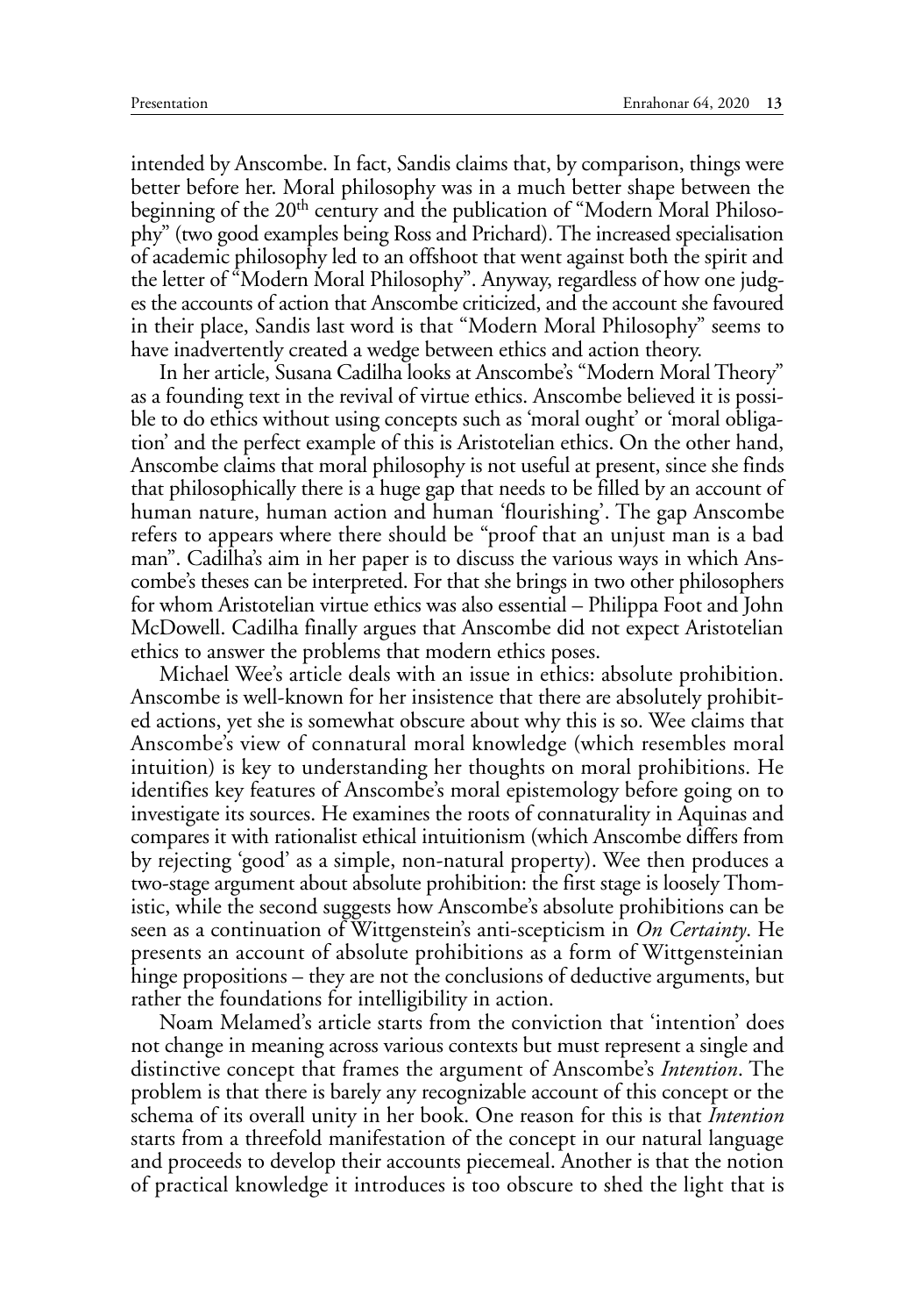intended by Anscombe. In fact, Sandis claims that, by comparison, things were better before her. Moral philosophy was in a much better shape between the beginning of the 20th century and the publication of "Modern Moral Philosophy" (two good examples being Ross and Prichard). The increased specialisation of academic philosophy led to an offshoot that went against both the spirit and the letter of "Modern Moral Philosophy". Anyway, regardless of how one judges the accounts of action that Anscombe criticized, and the account she favoured in their place, Sandis last word is that "Modern Moral Philosophy" seems to have inadvertently created a wedge between ethics and action theory.

In her article, Susana Cadilha looks at Anscombe's "Modern Moral Theory" as a founding text in the revival of virtue ethics. Anscombe believed it is possible to do ethics without using concepts such as 'moral ought' or 'moral obligation' and the perfect example of this is Aristotelian ethics. On the other hand, Anscombe claims that moral philosophy is not useful at present, since she finds that philosophically there is a huge gap that needs to be filled by an account of human nature, human action and human 'flourishing'. The gap Anscombe refers to appears where there should be "proof that an unjust man is a bad man". Cadilha's aim in her paper is to discuss the various ways in which Anscombe's theses can be interpreted. For that she brings in two other philosophers for whom Aristotelian virtue ethics was also essential – Philippa Foot and John McDowell. Cadilha finally argues that Anscombe did not expect Aristotelian ethics to answer the problems that modern ethics poses.

Michael Wee's article deals with an issue in ethics: absolute prohibition. Anscombe is well-known for her insistence that there are absolutely prohibited actions, yet she is somewhat obscure about why this is so. Wee claims that Anscombe's view of connatural moral knowledge (which resembles moral intuition) is key to understanding her thoughts on moral prohibitions. He identifies key features of Anscombe's moral epistemology before going on to investigate its sources. He examines the roots of connaturality in Aquinas and compares it with rationalist ethical intuitionism (which Anscombe differs from by rejecting 'good' as a simple, non-natural property). Wee then produces a two-stage argument about absolute prohibition: the first stage is loosely Thomistic, while the second suggests how Anscombe's absolute prohibitions can be seen as a continuation of Wittgenstein's anti-scepticism in *On Certainty*. He presents an account of absolute prohibitions as a form of Wittgensteinian hinge propositions – they are not the conclusions of deductive arguments, but rather the foundations for intelligibility in action.

Noam Melamed's article starts from the conviction that 'intention' does not change in meaning across various contexts but must represent a single and distinctive concept that frames the argument of Anscombe's *Intention*. The problem is that there is barely any recognizable account of this concept or the schema of its overall unity in her book. One reason for this is that *Intention* starts from a threefold manifestation of the concept in our natural language and proceeds to develop their accounts piecemeal. Another is that the notion of practical knowledge it introduces is too obscure to shed the light that is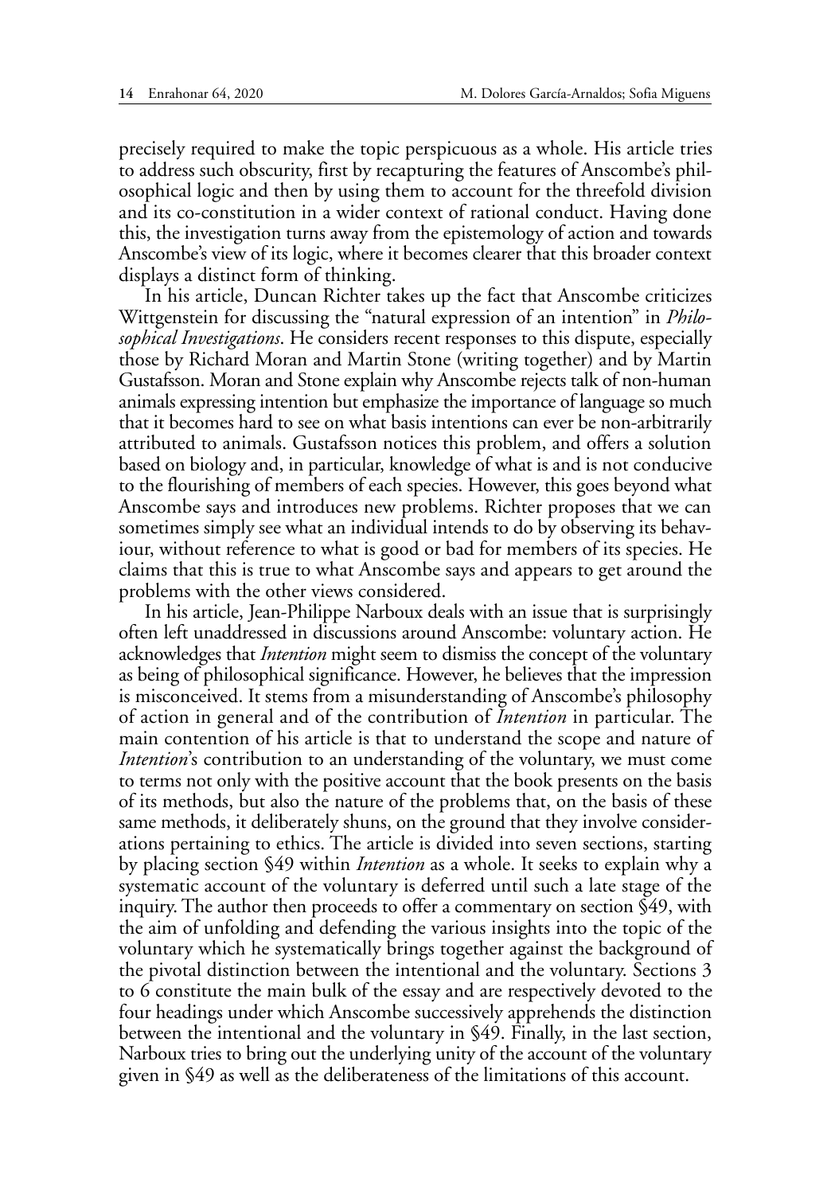precisely required to make the topic perspicuous as a whole. His article tries to address such obscurity, first by recapturing the features of Anscombe's philosophical logic and then by using them to account for the threefold division and its co-constitution in a wider context of rational conduct. Having done this, the investigation turns away from the epistemology of action and towards Anscombe's view of its logic, where it becomes clearer that this broader context displays a distinct form of thinking.

In his article, Duncan Richter takes up the fact that Anscombe criticizes Wittgenstein for discussing the "natural expression of an intention" in *Philosophical Investigations*. He considers recent responses to this dispute, especially those by Richard Moran and Martin Stone (writing together) and by Martin Gustafsson. Moran and Stone explain why Anscombe rejects talk of non-human animals expressing intention but emphasize the importance of language so much that it becomes hard to see on what basis intentions can ever be non-arbitrarily attributed to animals. Gustafsson notices this problem, and offers a solution based on biology and, in particular, knowledge of what is and is not conducive to the flourishing of members of each species. However, this goes beyond what Anscombe says and introduces new problems. Richter proposes that we can sometimes simply see what an individual intends to do by observing its behaviour, without reference to what is good or bad for members of its species. He claims that this is true to what Anscombe says and appears to get around the problems with the other views considered.

In his article, Jean-Philippe Narboux deals with an issue that is surprisingly often left unaddressed in discussions around Anscombe: voluntary action. He acknowledges that *Intention* might seem to dismiss the concept of the voluntary as being of philosophical significance. However, he believes that the impression is misconceived. It stems from a misunderstanding of Anscombe's philosophy of action in general and of the contribution of *Intention* in particular. The main contention of his article is that to understand the scope and nature of *Intention*'s contribution to an understanding of the voluntary, we must come to terms not only with the positive account that the book presents on the basis of its methods, but also the nature of the problems that, on the basis of these same methods, it deliberately shuns, on the ground that they involve considerations pertaining to ethics. The article is divided into seven sections, starting by placing section §49 within *Intention* as a whole. It seeks to explain why a systematic account of the voluntary is deferred until such a late stage of the inquiry. The author then proceeds to offer a commentary on section §49, with the aim of unfolding and defending the various insights into the topic of the voluntary which he systematically brings together against the background of the pivotal distinction between the intentional and the voluntary. Sections 3 to 6 constitute the main bulk of the essay and are respectively devoted to the four headings under which Anscombe successively apprehends the distinction between the intentional and the voluntary in §49. Finally, in the last section, Narboux tries to bring out the underlying unity of the account of the voluntary given in §49 as well as the deliberateness of the limitations of this account.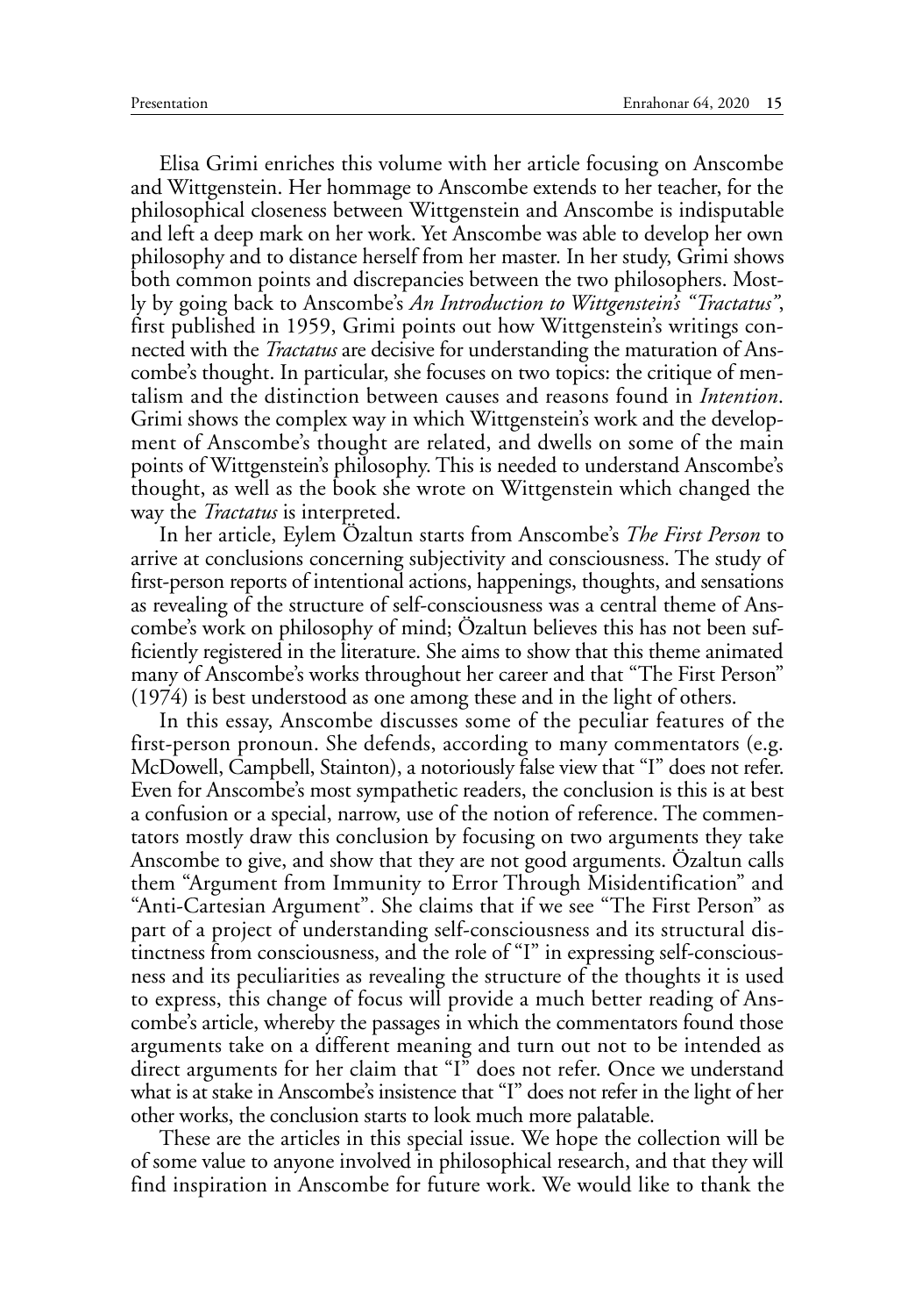Elisa Grimi enriches this volume with her article focusing on Anscombe and Wittgenstein. Her hommage to Anscombe extends to her teacher, for the philosophical closeness between Wittgenstein and Anscombe is indisputable and left a deep mark on her work. Yet Anscombe was able to develop her own philosophy and to distance herself from her master. In her study, Grimi shows both common points and discrepancies between the two philosophers. Mostly by going back to Anscombe's *An Introduction to Wittgenstein's "Tractatus"*, first published in 1959, Grimi points out how Wittgenstein's writings connected with the *Tractatus* are decisive for understanding the maturation of Anscombe's thought. In particular, she focuses on two topics: the critique of mentalism and the distinction between causes and reasons found in *Intention*. Grimi shows the complex way in which Wittgenstein's work and the development of Anscombe's thought are related, and dwells on some of the main points of Wittgenstein's philosophy. This is needed to understand Anscombe's thought, as well as the book she wrote on Wittgenstein which changed the way the *Tractatus* is interpreted.

In her article, Eylem Özaltun starts from Anscombe's *The First Person* to arrive at conclusions concerning subjectivity and consciousness. The study of first-person reports of intentional actions, happenings, thoughts, and sensations as revealing of the structure of self-consciousness was a central theme of Anscombe's work on philosophy of mind; Özaltun believes this has not been sufficiently registered in the literature. She aims to show that this theme animated many of Anscombe's works throughout her career and that "The First Person" (1974) is best understood as one among these and in the light of others.

In this essay, Anscombe discusses some of the peculiar features of the first-person pronoun. She defends, according to many commentators (e.g. McDowell, Campbell, Stainton), a notoriously false view that "I" does not refer. Even for Anscombe's most sympathetic readers, the conclusion is this is at best a confusion or a special, narrow, use of the notion of reference. The commentators mostly draw this conclusion by focusing on two arguments they take Anscombe to give, and show that they are not good arguments. Özaltun calls them "Argument from Immunity to Error Through Misidentification" and "Anti-Cartesian Argument". She claims that if we see "The First Person" as part of a project of understanding self-consciousness and its structural distinctness from consciousness, and the role of "I" in expressing self-consciousness and its peculiarities as revealing the structure of the thoughts it is used to express, this change of focus will provide a much better reading of Anscombe's article, whereby the passages in which the commentators found those arguments take on a different meaning and turn out not to be intended as direct arguments for her claim that "I" does not refer. Once we understand what is at stake in Anscombe's insistence that "I" does not refer in the light of her other works, the conclusion starts to look much more palatable.

These are the articles in this special issue. We hope the collection will be of some value to anyone involved in philosophical research, and that they will find inspiration in Anscombe for future work. We would like to thank the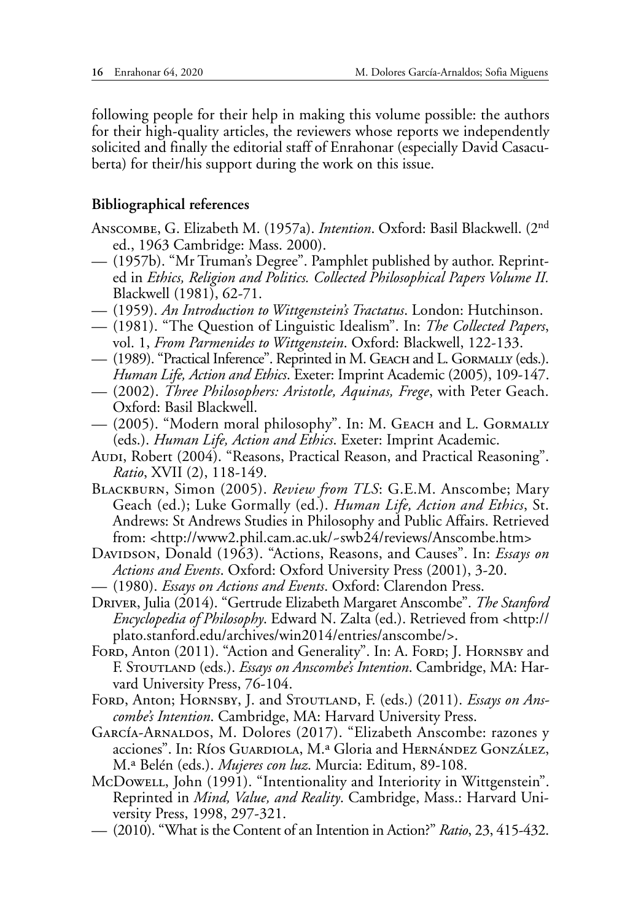following people for their help in making this volume possible: the authors for their high-quality articles, the reviewers whose reports we independently solicited and finally the editorial staff of Enrahonar (especially David Casacuberta) for their/his support during the work on this issue.

## Bibliographical references

Anscombe, G. Elizabeth M. (1957a). *Intention*. Oxford: Basil Blackwell. (2nd ed., 1963 Cambridge: Mass. 2000).

— (1957b). "Mr Truman's Degree". Pamphlet published by author. Reprinted in *Ethics, Religion and Politics. Collected Philosophical Papers Volume II.* Blackwell (1981), 62-71.

— (1959). *An Introduction to Wittgenstein's Tractatus*. London: Hutchinson.

— (1981). "The Question of Linguistic Idealism". In: *The Collected Papers*, vol. 1, *From Parmenides to Wittgenstein*. Oxford: Blackwell, 122-133.

— (1989). "Practical Inference". Reprinted in M. Geach and L. Gormally (eds.). *Human Life, Action and Ethics*. Exeter: Imprint Academic (2005), 109-147.

— (2002). *Three Philosophers: Aristotle, Aquinas, Frege*, with Peter Geach. Oxford: Basil Blackwell.

— (2005). "Modern moral philosophy". In: M. Geach and L. Gormally (eds.). *Human Life, Action and Ethics*. Exeter: Imprint Academic.

Audi, Robert (2004). "Reasons, Practical Reason, and Practical Reasoning". *Ratio*, XVII (2), 118-149.

Blackburn, Simon (2005). *Review from TLS*: G.E.M. Anscombe; Mary Geach (ed.); Luke Gormally (ed.). *Human Life, Action and Ethics*, St. Andrews: St Andrews Studies in Philosophy and Public Affairs. Retrieved from: <http://www2.phil.cam.ac.uk/~swb24/reviews/Anscombe.htm>

Davidson, Donald (1963). "Actions, Reasons, and Causes". In: *Essays on Actions and Events*. Oxford: Oxford University Press (2001), 3-20.

— (1980). *Essays on Actions and Events*. Oxford: Clarendon Press.

Driver, Julia (2014). "Gertrude Elizabeth Margaret Anscombe". *The Stanford Encyclopedia of Philosophy*. Edward N. Zalta (ed.). Retrieved from <http://plato.stanford.edu/archives/win2014/entries/anscombe/>.

Ford, Anton (2011). "Action and Generality". In: A. Ford; J. Hornsby and F. Stoutland (eds.). *Essays on Anscombe's Intention*. Cambridge, MA: Harvard University Press, 76-104.

Ford, Anton; Hornsby, J. and Stoutland, F. (eds.) (2011). *Essays on Anscombe's Intention*. Cambridge, MA: Harvard University Press.

García-Arnaldos, M. Dolores (2017). "Elizabeth Anscombe: razones y acciones". In: Ríos Guardiola, M.ª Gloria and Hernández González, M.ª Belén (eds.). *Mujeres con luz*. Murcia: Editum, 89-108.

McDowell, John (1991). "Intentionality and Interiority in Wittgenstein". Reprinted in *Mind, Value, and Reality*. Cambridge, Mass.: Harvard University Press, 1998, 297-321.

— (2010). "What is the Content of an Intention in Action?" *Ratio*, 23, 415-432.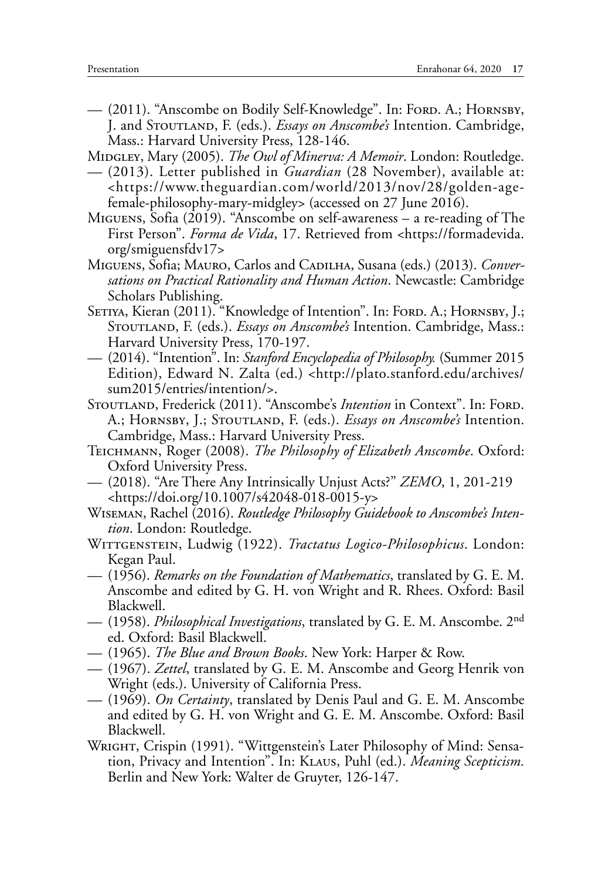— (2011). "Anscombe on Bodily Self-Knowledge". In: Ford. A.; Hornsby, J. and Stoutland, F. (eds.). *Essays on Anscombe's* Intention. Cambridge, Mass.: Harvard University Press, 128-146.

Midgley, Mary (2005). *The Owl of Minerva: A Memoir*. London: Routledge.

— (2013). Letter published in *Guardian* (28 November), available at: <https://www.theguardian.com/world/2013/nov/28/golden-age-female-philosophy-mary-midgley> (accessed on 27 June 2016).

Miguens, Sofia (2019). "Anscombe on self-awareness – a re-reading of The First Person". *Forma de Vida*, 17. Retrieved from <https://formadevida.org/smiguensfdv17>

Miguens, Sofia; Mauro, Carlos and Cadilha, Susana (eds.) (2013). *Conversations on Practical Rationality and Human Action*. Newcastle: Cambridge Scholars Publishing.

Setiya, Kieran (2011). "Knowledge of Intention". In: Ford. A.; Hornsby, J.; Stoutland, F. (eds.). *Essays on Anscombe's* Intention. Cambridge, Mass.: Harvard University Press, 170-197.

— (2014). "Intention". In: *Stanford Encyclopedia of Philosophy.* (Summer 2015 Edition), Edward N. Zalta (ed.) <http://plato.stanford.edu/archives/sum2015/entries/intention/>.

Stoutland, Frederick (2011). "Anscombe's *Intention* in Context". In: Ford. A.; Hornsby, J.; Stoutland, F. (eds.). *Essays on Anscombe's* Intention. Cambridge, Mass.: Harvard University Press.

Teichmann, Roger (2008). *The Philosophy of Elizabeth Anscombe*. Oxford: Oxford University Press.

— (2018). "Are There Any Intrinsically Unjust Acts?" *ZEMO*, 1, 201-219 <https://doi.org/10.1007/s42048-018-0015-y>

Wiseman, Rachel (2016). *Routledge Philosophy Guidebook to Anscombe's Intention*. London: Routledge.

Wittgenstein, Ludwig (1922). *Tractatus Logico-Philosophicus*. London: Kegan Paul.

— (1956). *Remarks on the Foundation of Mathematics*, translated by G. E. M. Anscombe and edited by G. H. von Wright and R. Rhees. Oxford: Basil Blackwell.

— (1958). *Philosophical Investigations*, translated by G. E. M. Anscombe. 2nd ed. Oxford: Basil Blackwell.

— (1965). *The Blue and Brown Books*. New York: Harper & Row.

— (1967). *Zettel*, translated by G. E. M. Anscombe and Georg Henrik von Wright (eds.). University of California Press.

— (1969). *On Certainty*, translated by Denis Paul and G. E. M. Anscombe and edited by G. H. von Wright and G. E. M. Anscombe. Oxford: Basil Blackwell.

Wright, Crispin (1991). "Wittgenstein's Later Philosophy of Mind: Sensation, Privacy and Intention". In: Klaus, Puhl (ed.). *Meaning Scepticism.* Berlin and New York: Walter de Gruyter, 126-147.